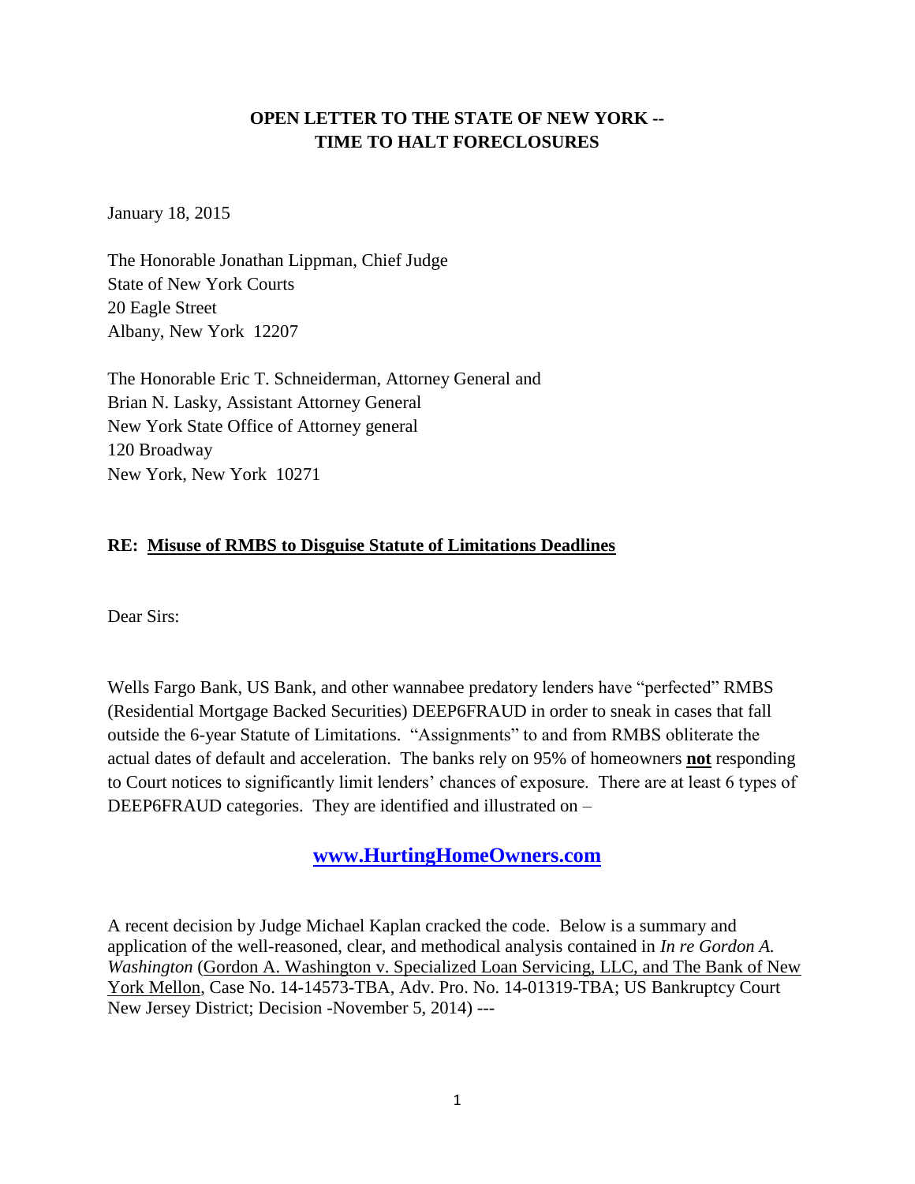**OPEN LETTER TO THE STATE OF NEW YORK --**
**TIME TO HALT FORECLOSURES**

January 18, 2015

The Honorable Jonathan Lippman, Chief Judge
State of New York Courts
20 Eagle Street
Albany, New York 12207

The Honorable Eric T. Schneiderman, Attorney General and
Brian N. Lasky, Assistant Attorney General
New York State Office of Attorney general
120 Broadway
New York, New York 10271

**RE: <u>Misuse of RMBS to Disguise Statute of Limitations Deadlines</u>**

Dear Sirs:

Wells Fargo Bank, US Bank, and other wannabee predatory lenders have "perfected" RMBS (Residential Mortgage Backed Securities) DEEP6FRAUD in order to sneak in cases that fall outside the 6-year Statute of Limitations. "Assignments" to and from RMBS obliterate the actual dates of default and acceleration. The banks rely on 95% of homeowners **<u>not</u>** responding to Court notices to significantly limit lenders' chances of exposure. There are at least 6 types of DEEP6FRAUD categories. They are identified and illustrated on –

**[www.HurtingHomeOwners.com](http://www.HurtingHomeOwners.com)**

A recent decision by Judge Michael Kaplan cracked the code. Below is a summary and application of the well-reasoned, clear, and methodical analysis contained in *In re Gordon A. Washington* (<u>Gordon A. Washington v. Specialized Loan Servicing, LLC, and The Bank of New York Mellon</u>, Case No. 14-14573-TBA, Adv. Pro. No. 14-01319-TBA; US Bankruptcy Court New Jersey District; Decision -November 5, 2014) ---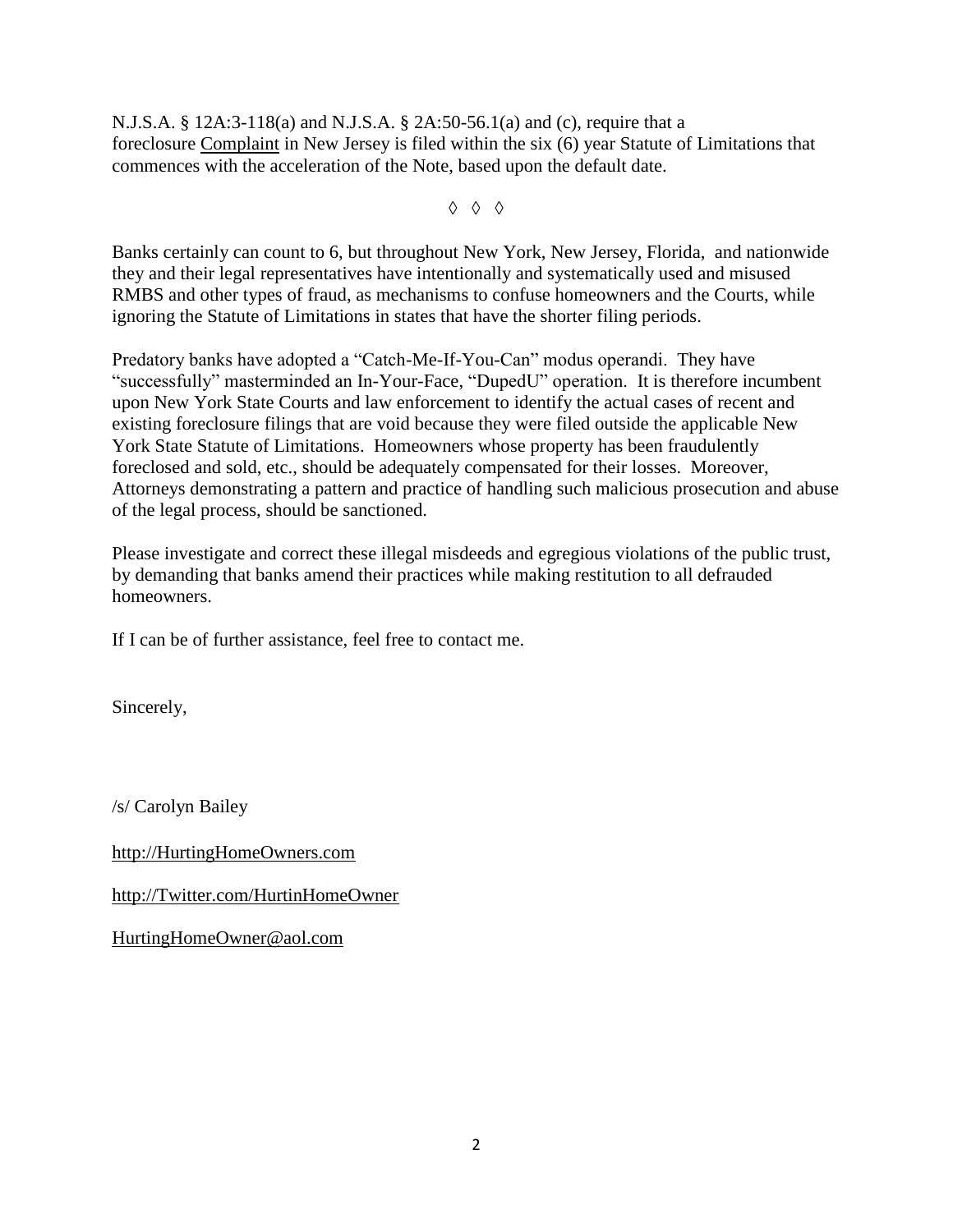N.J.S.A. § 12A:3-118(a) and N.J.S.A. § 2A:50-56.1(a) and (c), require that a foreclosure Complaint in New Jersey is filed within the six (6) year Statute of Limitations that commences with the acceleration of the Note, based upon the default date.

◊ ◊ ◊

Banks certainly can count to 6, but throughout New York, New Jersey, Florida, and nationwide they and their legal representatives have intentionally and systematically used and misused RMBS and other types of fraud, as mechanisms to confuse homeowners and the Courts, while ignoring the Statute of Limitations in states that have the shorter filing periods.

Predatory banks have adopted a "Catch-Me-If-You-Can" modus operandi. They have "successfully" masterminded an In-Your-Face, "DupedU" operation. It is therefore incumbent upon New York State Courts and law enforcement to identify the actual cases of recent and existing foreclosure filings that are void because they were filed outside the applicable New York State Statute of Limitations. Homeowners whose property has been fraudulently foreclosed and sold, etc., should be adequately compensated for their losses. Moreover, Attorneys demonstrating a pattern and practice of handling such malicious prosecution and abuse of the legal process, should be sanctioned.

Please investigate and correct these illegal misdeeds and egregious violations of the public trust, by demanding that banks amend their practices while making restitution to all defrauded homeowners.

If I can be of further assistance, feel free to contact me.

Sincerely,

/s/ Carolyn Bailey

http://HurtingHomeOwners.com

http://Twitter.com/HurtinHomeOwner

HurtingHomeOwner@aol.com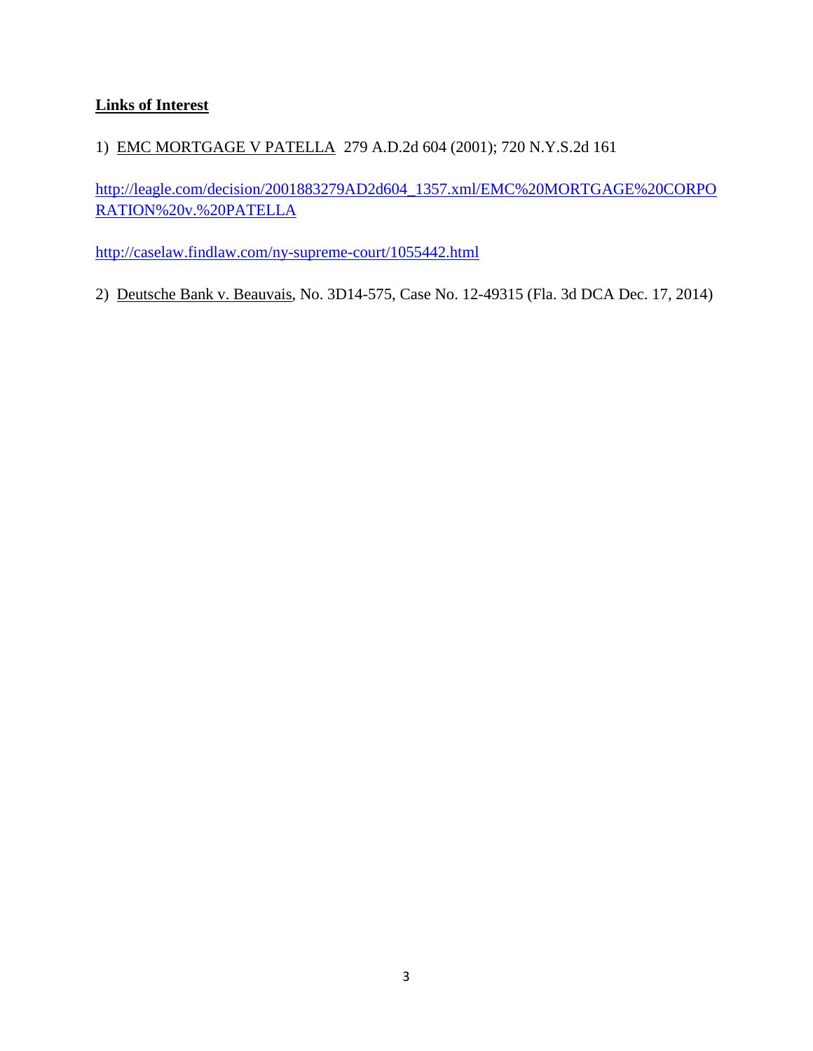**Links of Interest**

1) EMC MORTGAGE V PATELLA 279 A.D.2d 604 (2001); 720 N.Y.S.2d 161

http://leagle.com/decision/2001883279AD2d604_1357.xml/EMC%20MORTGAGE%20CORPORATION%20v.%20PATELLA

http://caselaw.findlaw.com/ny-supreme-court/1055442.html

2) Deutsche Bank v. Beauvais, No. 3D14-575, Case No. 12-49315 (Fla. 3d DCA Dec. 17, 2014)